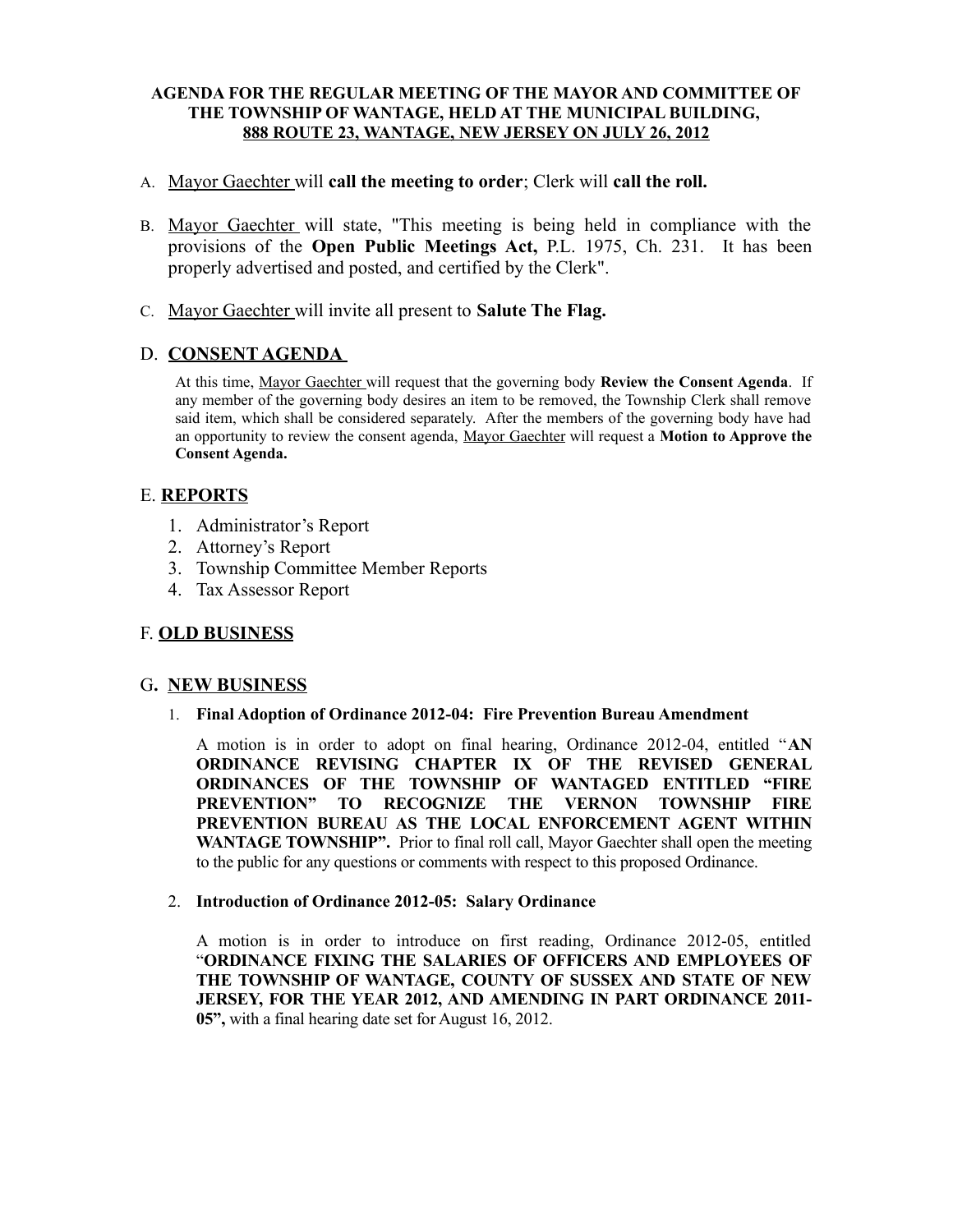**AGENDA FOR THE REGULAR MEETING OF THE MAYOR AND COMMITTEE OF THE TOWNSHIP OF WANTAGE, HELD AT THE MUNICIPAL BUILDING, 888 ROUTE 23, WANTAGE, NEW JERSEY ON JULY 26, 2012**

A. Mayor Gaechter will **call the meeting to order**; Clerk will **call the roll.**

B. Mayor Gaechter will state, "This meeting is being held in compliance with the provisions of the **Open Public Meetings Act,** P.L. 1975, Ch. 231. It has been properly advertised and posted, and certified by the Clerk".

C. Mayor Gaechter will invite all present to **Salute The Flag.**

## D. CONSENT AGENDA

At this time, Mayor Gaechter will request that the governing body **Review the Consent Agenda**. If any member of the governing body desires an item to be removed, the Township Clerk shall remove said item, which shall be considered separately. After the members of the governing body have had an opportunity to review the consent agenda, Mayor Gaechter will request a **Motion to Approve the Consent Agenda.**

## E. REPORTS

1. Administrator's Report
2. Attorney's Report
3. Township Committee Member Reports
4. Tax Assessor Report

## F. OLD BUSINESS

## G. NEW BUSINESS

1. **Final Adoption of Ordinance 2012-04: Fire Prevention Bureau Amendment**

   A motion is in order to adopt on final hearing, Ordinance 2012-04, entitled "**AN ORDINANCE REVISING CHAPTER IX OF THE REVISED GENERAL ORDINANCES OF THE TOWNSHIP OF WANTAGED ENTITLED "FIRE PREVENTION" TO RECOGNIZE THE VERNON TOWNSHIP FIRE PREVENTION BUREAU AS THE LOCAL ENFORCEMENT AGENT WITHIN WANTAGE TOWNSHIP".** Prior to final roll call, Mayor Gaechter shall open the meeting to the public for any questions or comments with respect to this proposed Ordinance.

2. **Introduction of Ordinance 2012-05: Salary Ordinance**

   A motion is in order to introduce on first reading, Ordinance 2012-05, entitled "**ORDINANCE FIXING THE SALARIES OF OFFICERS AND EMPLOYEES OF THE TOWNSHIP OF WANTAGE, COUNTY OF SUSSEX AND STATE OF NEW JERSEY, FOR THE YEAR 2012, AND AMENDING IN PART ORDINANCE 2011-05",** with a final hearing date set for August 16, 2012.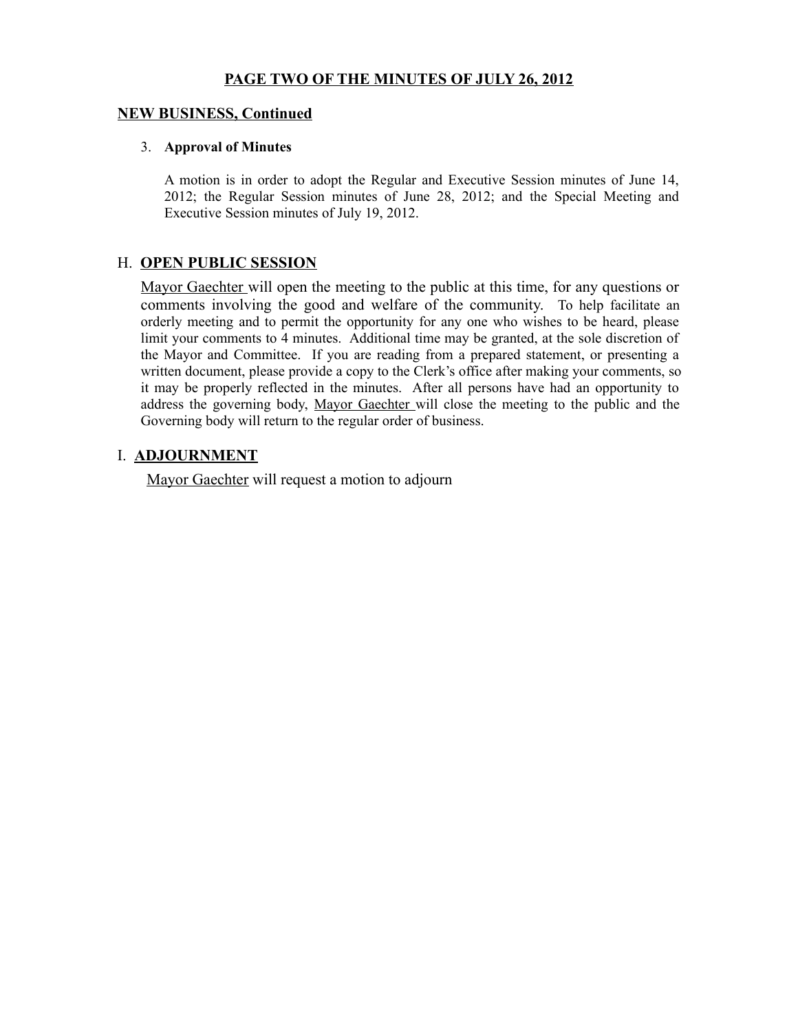## PAGE TWO OF THE MINUTES OF JULY 26, 2012

### NEW BUSINESS, Continued

3. **Approval of Minutes**

   A motion is in order to adopt the Regular and Executive Session minutes of June 14, 2012; the Regular Session minutes of June 28, 2012; and the Special Meeting and Executive Session minutes of July 19, 2012.

### H. OPEN PUBLIC SESSION

Mayor Gaechter will open the meeting to the public at this time, for any questions or comments involving the good and welfare of the community. To help facilitate an orderly meeting and to permit the opportunity for any one who wishes to be heard, please limit your comments to 4 minutes. Additional time may be granted, at the sole discretion of the Mayor and Committee. If you are reading from a prepared statement, or presenting a written document, please provide a copy to the Clerk's office after making your comments, so it may be properly reflected in the minutes. After all persons have had an opportunity to address the governing body, Mayor Gaechter will close the meeting to the public and the Governing body will return to the regular order of business.

### I. ADJOURNMENT

Mayor Gaechter will request a motion to adjourn